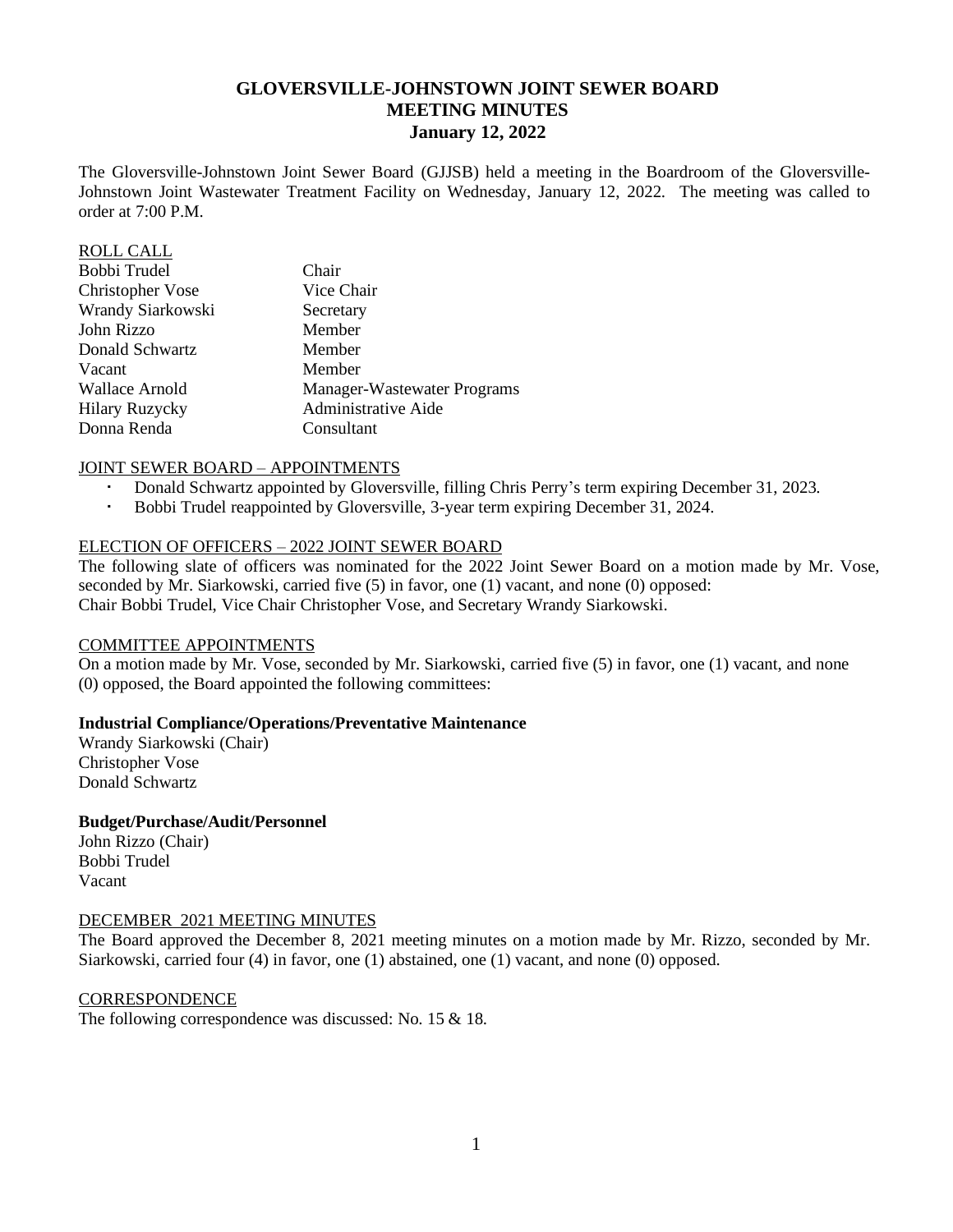# GLOVERSVILLE-JOHNSTOWN JOINT SEWER BOARD
# MEETING MINUTES
## January 12, 2022

The Gloversville-Johnstown Joint Sewer Board (GJJSB) held a meeting in the Boardroom of the Gloversville-Johnstown Joint Wastewater Treatment Facility on Wednesday, January 12, 2022. The meeting was called to order at 7:00 P.M.

ROLL CALL

| | |
|---|---|
| Bobbi Trudel | Chair |
| Christopher Vose | Vice Chair |
| Wrandy Siarkowski | Secretary |
| John Rizzo | Member |
| Donald Schwartz | Member |
| Vacant | Member |
| Wallace Arnold | Manager-Wastewater Programs |
| Hilary Ruzycky | Administrative Aide |
| Donna Renda | Consultant |

JOINT SEWER BOARD – APPOINTMENTS

- Donald Schwartz appointed by Gloversville, filling Chris Perry's term expiring December 31, 2023.
- Bobbi Trudel reappointed by Gloversville, 3-year term expiring December 31, 2024.

ELECTION OF OFFICERS – 2022 JOINT SEWER BOARD

The following slate of officers was nominated for the 2022 Joint Sewer Board on a motion made by Mr. Vose, seconded by Mr. Siarkowski, carried five (5) in favor, one (1) vacant, and none (0) opposed:
Chair Bobbi Trudel, Vice Chair Christopher Vose, and Secretary Wrandy Siarkowski.

COMMITTEE APPOINTMENTS

On a motion made by Mr. Vose, seconded by Mr. Siarkowski, carried five (5) in favor, one (1) vacant, and none (0) opposed, the Board appointed the following committees:

**Industrial Compliance/Operations/Preventative Maintenance**
Wrandy Siarkowski (Chair)
Christopher Vose
Donald Schwartz

**Budget/Purchase/Audit/Personnel**
John Rizzo (Chair)
Bobbi Trudel
Vacant

DECEMBER 2021 MEETING MINUTES

The Board approved the December 8, 2021 meeting minutes on a motion made by Mr. Rizzo, seconded by Mr. Siarkowski, carried four (4) in favor, one (1) abstained, one (1) vacant, and none (0) opposed.

CORRESPONDENCE

The following correspondence was discussed: No. 15 & 18.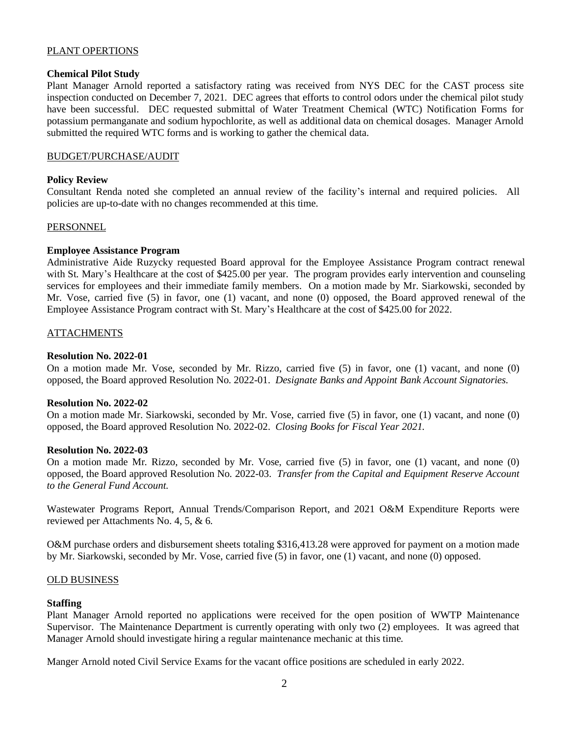## PLANT OPERTIONS

### Chemical Pilot Study

Plant Manager Arnold reported a satisfactory rating was received from NYS DEC for the CAST process site inspection conducted on December 7, 2021. DEC agrees that efforts to control odors under the chemical pilot study have been successful. DEC requested submittal of Water Treatment Chemical (WTC) Notification Forms for potassium permanganate and sodium hypochlorite, as well as additional data on chemical dosages. Manager Arnold submitted the required WTC forms and is working to gather the chemical data.

## BUDGET/PURCHASE/AUDIT

### Policy Review

Consultant Renda noted she completed an annual review of the facility's internal and required policies. All policies are up-to-date with no changes recommended at this time.

## PERSONNEL

### Employee Assistance Program

Administrative Aide Ruzycky requested Board approval for the Employee Assistance Program contract renewal with St. Mary's Healthcare at the cost of $425.00 per year. The program provides early intervention and counseling services for employees and their immediate family members. On a motion made by Mr. Siarkowski, seconded by Mr. Vose, carried five (5) in favor, one (1) vacant, and none (0) opposed, the Board approved renewal of the Employee Assistance Program contract with St. Mary's Healthcare at the cost of $425.00 for 2022.

## ATTACHMENTS

### Resolution No. 2022-01

On a motion made Mr. Vose, seconded by Mr. Rizzo, carried five (5) in favor, one (1) vacant, and none (0) opposed, the Board approved Resolution No. 2022-01. *Designate Banks and Appoint Bank Account Signatories.*

### Resolution No. 2022-02

On a motion made Mr. Siarkowski, seconded by Mr. Vose, carried five (5) in favor, one (1) vacant, and none (0) opposed, the Board approved Resolution No. 2022-02. *Closing Books for Fiscal Year 2021.*

### Resolution No. 2022-03

On a motion made Mr. Rizzo, seconded by Mr. Vose, carried five (5) in favor, one (1) vacant, and none (0) opposed, the Board approved Resolution No. 2022-03. *Transfer from the Capital and Equipment Reserve Account to the General Fund Account.*

Wastewater Programs Report, Annual Trends/Comparison Report, and 2021 O&M Expenditure Reports were reviewed per Attachments No. 4, 5, & 6.

O&M purchase orders and disbursement sheets totaling $316,413.28 were approved for payment on a motion made by Mr. Siarkowski, seconded by Mr. Vose, carried five (5) in favor, one (1) vacant, and none (0) opposed.

## OLD BUSINESS

### Staffing

Plant Manager Arnold reported no applications were received for the open position of WWTP Maintenance Supervisor. The Maintenance Department is currently operating with only two (2) employees. It was agreed that Manager Arnold should investigate hiring a regular maintenance mechanic at this time.

Manger Arnold noted Civil Service Exams for the vacant office positions are scheduled in early 2022.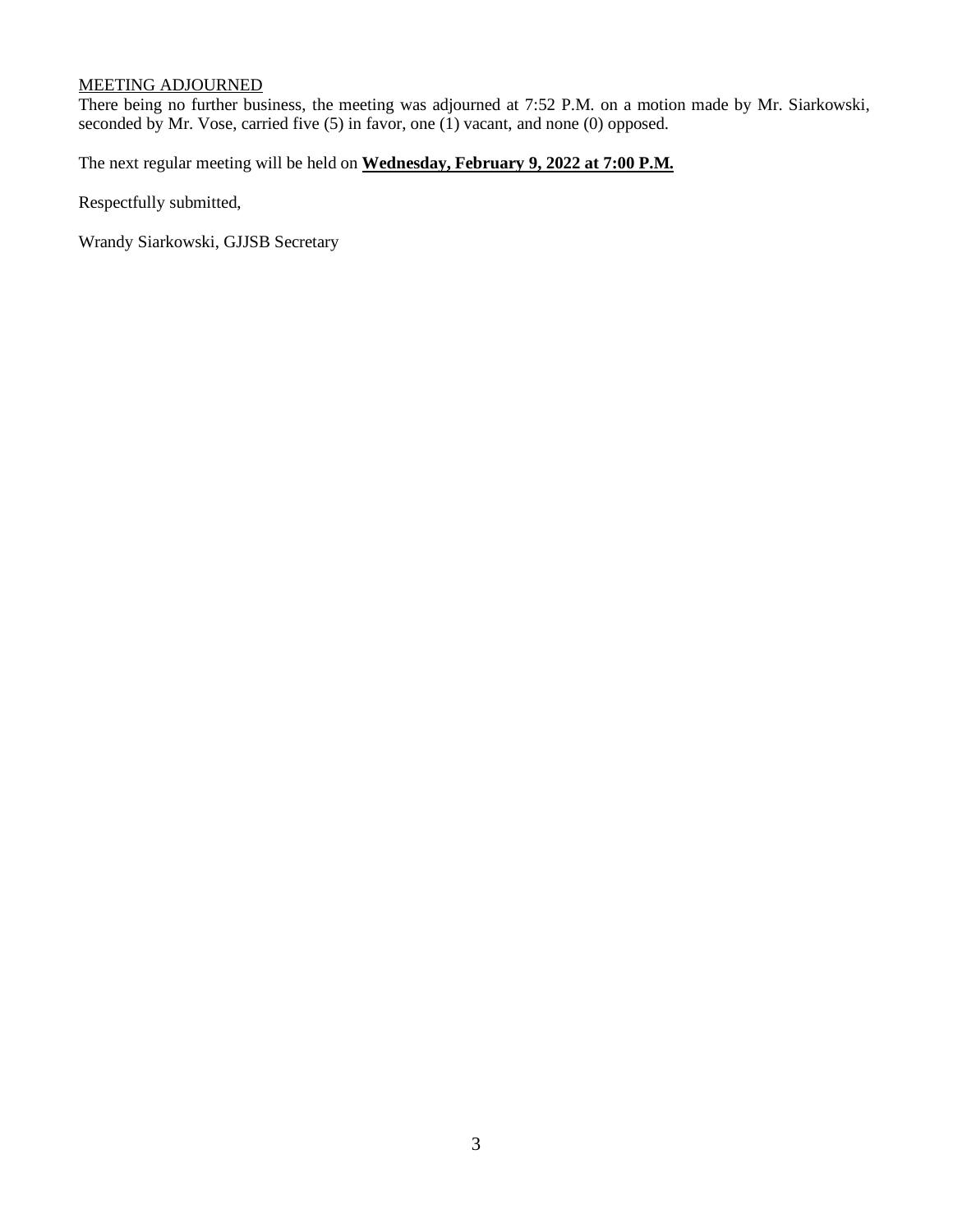MEETING ADJOURNED

There being no further business, the meeting was adjourned at 7:52 P.M. on a motion made by Mr. Siarkowski, seconded by Mr. Vose, carried five (5) in favor, one (1) vacant, and none (0) opposed.

The next regular meeting will be held on **Wednesday, February 9, 2022 at 7:00 P.M.**

Respectfully submitted,

Wrandy Siarkowski, GJJSB Secretary